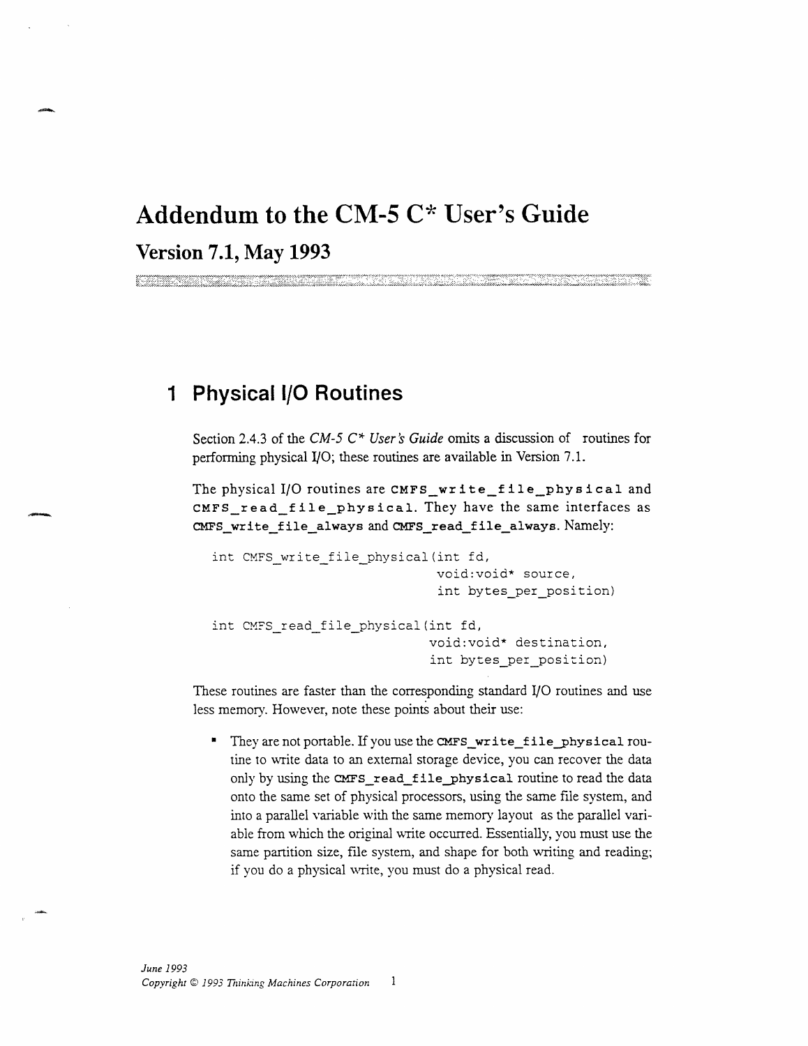# Addendum to the CM-5 C* User's Guide

## Version 7.1, May 1993

## 1 Physical I/O Routines

Section 2.4.3 of the *CM-5 C* User's Guide* omits a discussion of routines for performing physical I/O; these routines are available in Version 7.1.

The physical I/O routines are **CMFS_write_file_physical** and **CMFS_read_file_physical**. They have the same interfaces as **CMFS_write_file_always** and **CMFS_read_file_always**. Namely:

```
int CMFS_write_file_physical(int fd,
                              void:void* source,
                              int bytes_per_position)

int CMFS_read_file_physical(int fd,
                             void:void* destination,
                             int bytes_per_position)
```

These routines are faster than the corresponding standard I/O routines and use less memory. However, note these points about their use:

- They are not portable. If you use the **CMFS_write_file_physical** routine to write data to an external storage device, you can recover the data only by using the **CMFS_read_file_physical** routine to read the data onto the same set of physical processors, using the same file system, and into a parallel variable with the same memory layout as the parallel variable from which the original write occurred. Essentially, you must use the same partition size, file system, and shape for both writing and reading; if you do a physical write, you must do a physical read.

*June 1993*
*Copyright © 1993 Thinking Machines Corporation*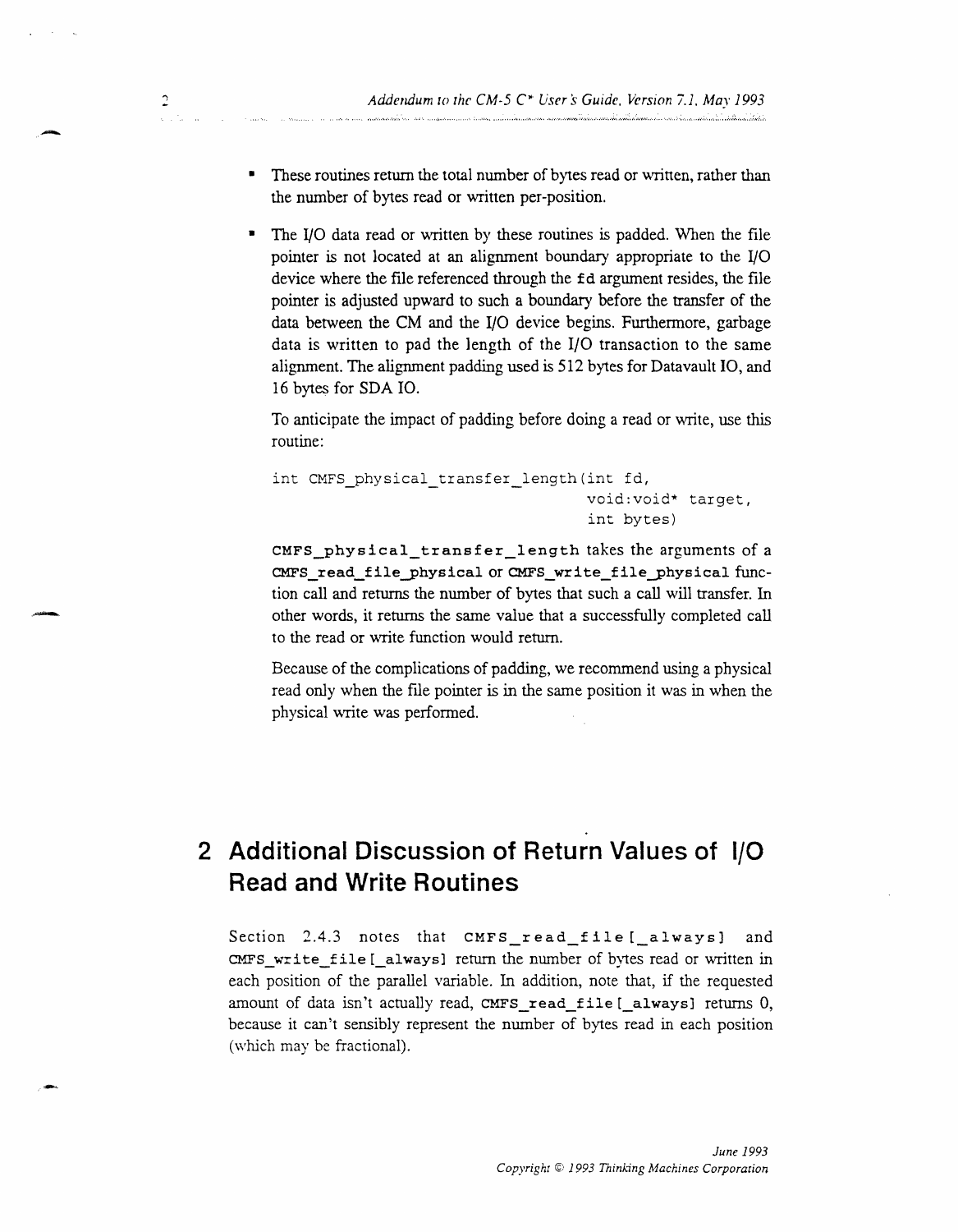- These routines return the total number of bytes read or written, rather than the number of bytes read or written per-position.

- The I/O data read or written by these routines is padded. When the file pointer is not located at an alignment boundary appropriate to the I/O device where the file referenced through the `fd` argument resides, the file pointer is adjusted upward to such a boundary before the transfer of the data between the CM and the I/O device begins. Furthermore, garbage data is written to pad the length of the I/O transaction to the same alignment. The alignment padding used is 512 bytes for Datavault IO, and 16 bytes for SDA IO.

  To anticipate the impact of padding before doing a read or write, use this routine:

  ```
  int CMFS_physical_transfer_length(int fd,
                                    void:void* target,
                                    int bytes)
  ```

  **`CMFS_physical_transfer_length`** takes the arguments of a **`CMFS_read_file_physical`** or **`CMFS_write_file_physical`** function call and returns the number of bytes that such a call will transfer. In other words, it returns the same value that a successfully completed call to the read or write function would return.

  Because of the complications of padding, we recommend using a physical read only when the file pointer is in the same position it was in when the physical write was performed.

## 2 Additional Discussion of Return Values of I/O Read and Write Routines

Section 2.4.3 notes that `CMFS_read_file[_always]` and `CMFS_write_file[_always]` return the number of bytes read or written in each position of the parallel variable. In addition, note that, if the requested amount of data isn't actually read, `CMFS_read_file[_always]` returns 0, because it can't sensibly represent the number of bytes read in each position (which may be fractional).